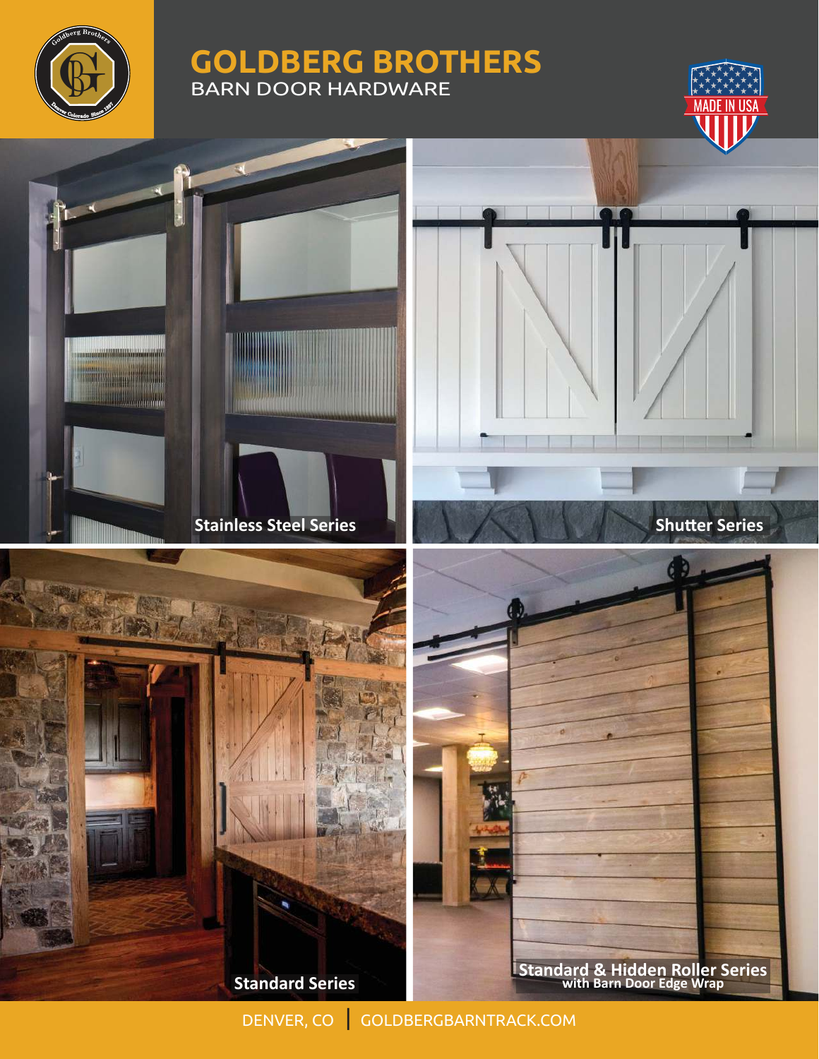# GOLDBERG BROTHERS

BARN DOOR HARDWARE

MADE IN USA

**Stainless Steel Series**

**Shutter Series**

**Standard Series**

**Standard & Hidden Roller Series**
**with Barn Door Edge Wrap**

DENVER, CO | GOLDBERGBARNTRACK.COM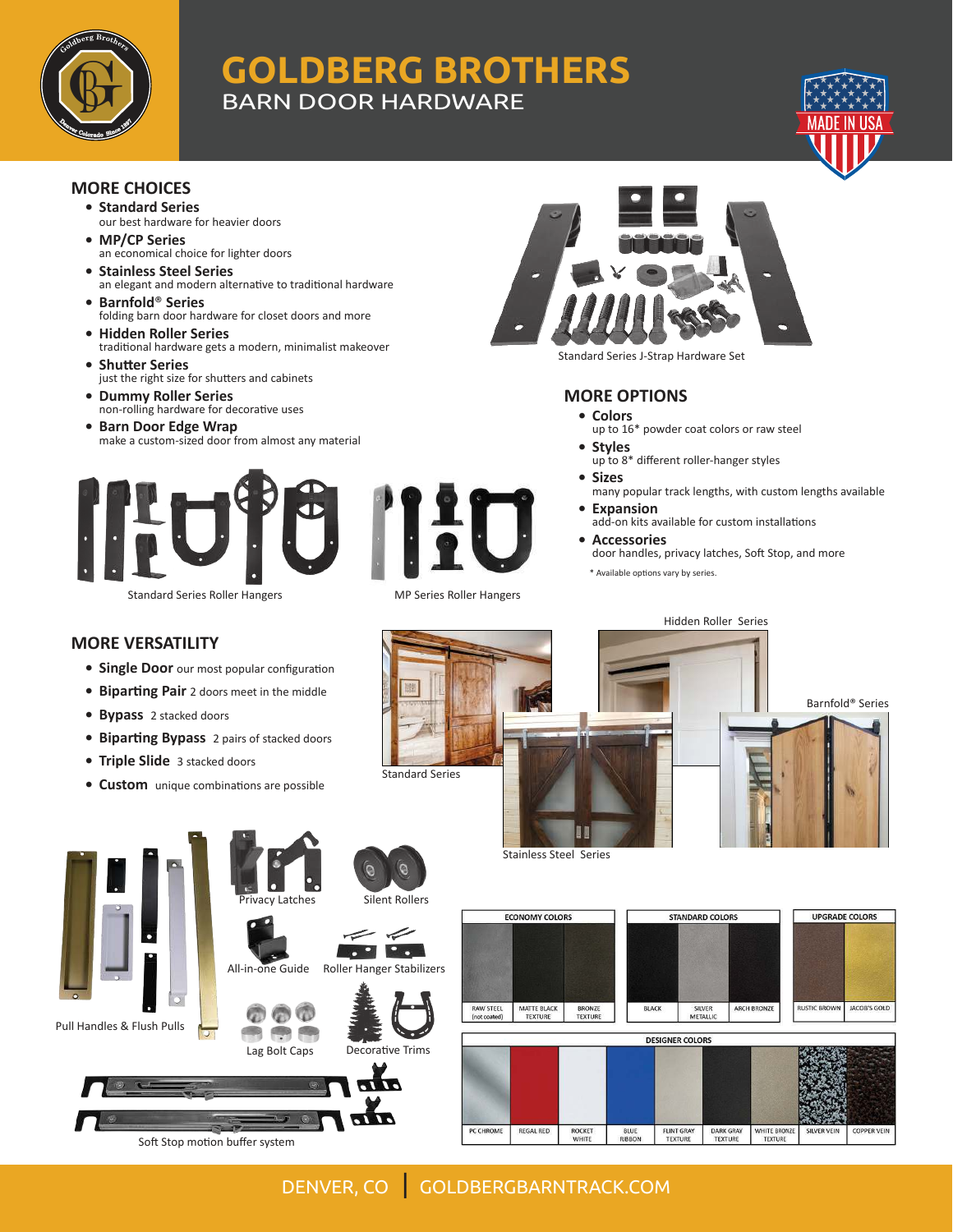# GOLDBERG BROTHERS

BARN DOOR HARDWARE

MADE IN USA

## MORE CHOICES

- **Standard Series**
  our best hardware for heavier doors
- **MP/CP Series**
  an economical choice for lighter doors
- **Stainless Steel Series**
  an elegant and modern alternative to traditional hardware
- **Barnfold® Series**
  folding barn door hardware for closet doors and more
- **Hidden Roller Series**
  traditional hardware gets a modern, minimalist makeover
- **Shutter Series**
  just the right size for shutters and cabinets
- **Dummy Roller Series**
  non-rolling hardware for decorative uses
- **Barn Door Edge Wrap**
  make a custom-sized door from almost any material

Standard Series J-Strap Hardware Set

Standard Series Roller Hangers

MP Series Roller Hangers

## MORE OPTIONS

- **Colors**
  up to 16* powder coat colors or raw steel
- **Styles**
  up to 8* different roller-hanger styles
- **Sizes**
  many popular track lengths, with custom lengths available
- **Expansion**
  add-on kits available for custom installations
- **Accessories**
  door handles, privacy latches, Soft Stop, and more

\* Available options vary by series.

## MORE VERSATILITY

- **Single Door** our most popular configuration
- **Biparting Pair** 2 doors meet in the middle
- **Bypass** 2 stacked doors
- **Biparting Bypass** 2 pairs of stacked doors
- **Triple Slide** 3 stacked doors
- **Custom** unique combinations are possible

Standard Series

Hidden Roller Series

Barnfold® Series

Stainless Steel Series

Pull Handles & Flush Pulls

Privacy Latches

Silent Rollers

All-in-one Guide

Roller Hanger Stabilizers

Lag Bolt Caps

Decorative Trims

Soft Stop motion buffer system

| ECONOMY COLORS | | |
|---|---|---|
| RAW STEEL (not coated) | MATTE BLACK TEXTURE | BRONZE TEXTURE |

| STANDARD COLORS | | |
|---|---|---|
| BLACK | SILVER METALLIC | ARCH BRONZE |

| UPGRADE COLORS | |
|---|---|
| RUSTIC BROWN | JACOB'S GOLD |

| DESIGNER COLORS | | | | | | | | |
|---|---|---|---|---|---|---|---|---|
| PC CHROME | REGAL RED | ROCKET WHITE | BLUE RIBBON | FLINT GRAY TEXTURE | DARK GRAY TEXTURE | WHITE BRONZE TEXTURE | SILVER VEIN | COPPER VEIN |

DENVER, CO | GOLDBERGBARNTRACK.COM